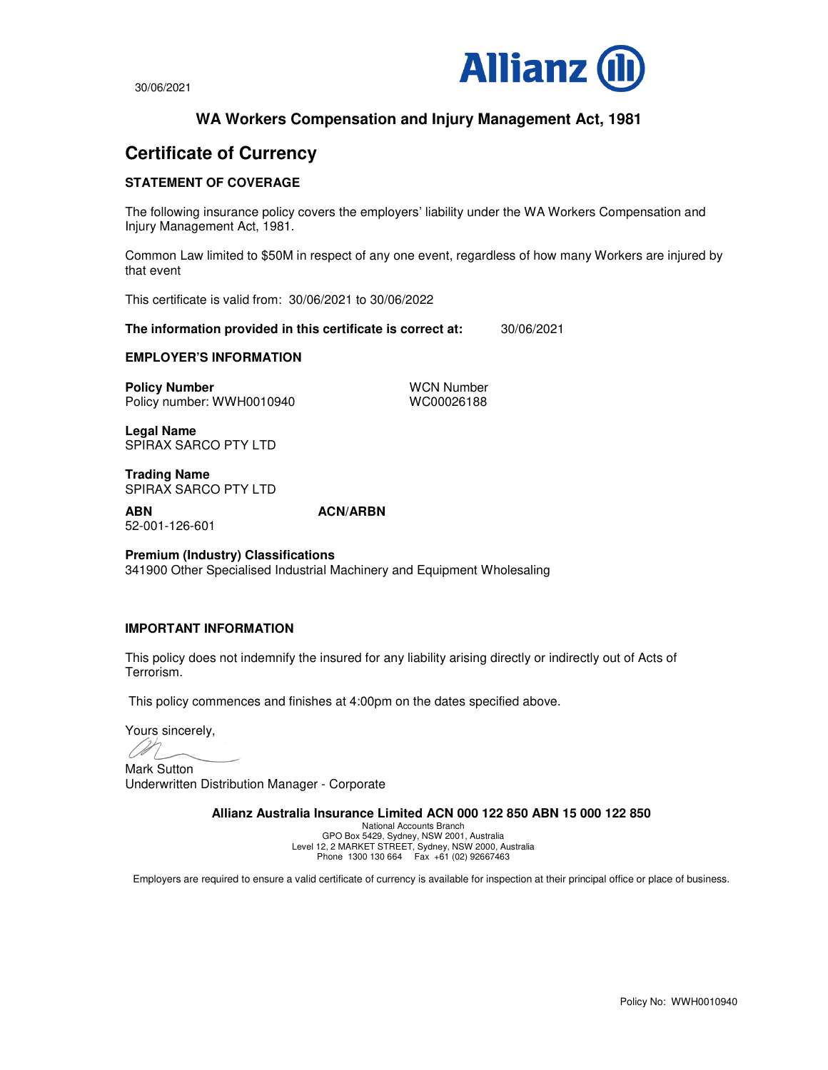30/06/2021

Allianz

## WA Workers Compensation and Injury Management Act, 1981

# Certificate of Currency

### STATEMENT OF COVERAGE

The following insurance policy covers the employers' liability under the WA Workers Compensation and Injury Management Act, 1981.

Common Law limited to $50M in respect of any one event, regardless of how many Workers are injured by that event

This certificate is valid from: 30/06/2021 to 30/06/2022

**The information provided in this certificate is correct at:** 30/06/2021

### EMPLOYER'S INFORMATION

**Policy Number**
Policy number: WWH0010940

WCN Number
WC00026188

**Legal Name**
SPIRAX SARCO PTY LTD

**Trading Name**
SPIRAX SARCO PTY LTD

**ABN**
52-001-126-601

**ACN/ARBN**

**Premium (Industry) Classifications**
341900 Other Specialised Industrial Machinery and Equipment Wholesaling

### IMPORTANT INFORMATION

This policy does not indemnify the insured for any liability arising directly or indirectly out of Acts of Terrorism.

This policy commences and finishes at 4:00pm on the dates specified above.

Yours sincerely,

Mark Sutton
Underwritten Distribution Manager - Corporate

**Allianz Australia Insurance Limited ACN 000 122 850 ABN 15 000 122 850**
National Accounts Branch
GPO Box 5429, Sydney, NSW 2001, Australia
Level 12, 2 MARKET STREET, Sydney, NSW 2000, Australia
Phone 1300 130 664 Fax +61 (02) 92667463

Employers are required to ensure a valid certificate of currency is available for inspection at their principal office or place of business.

Policy No: WWH0010940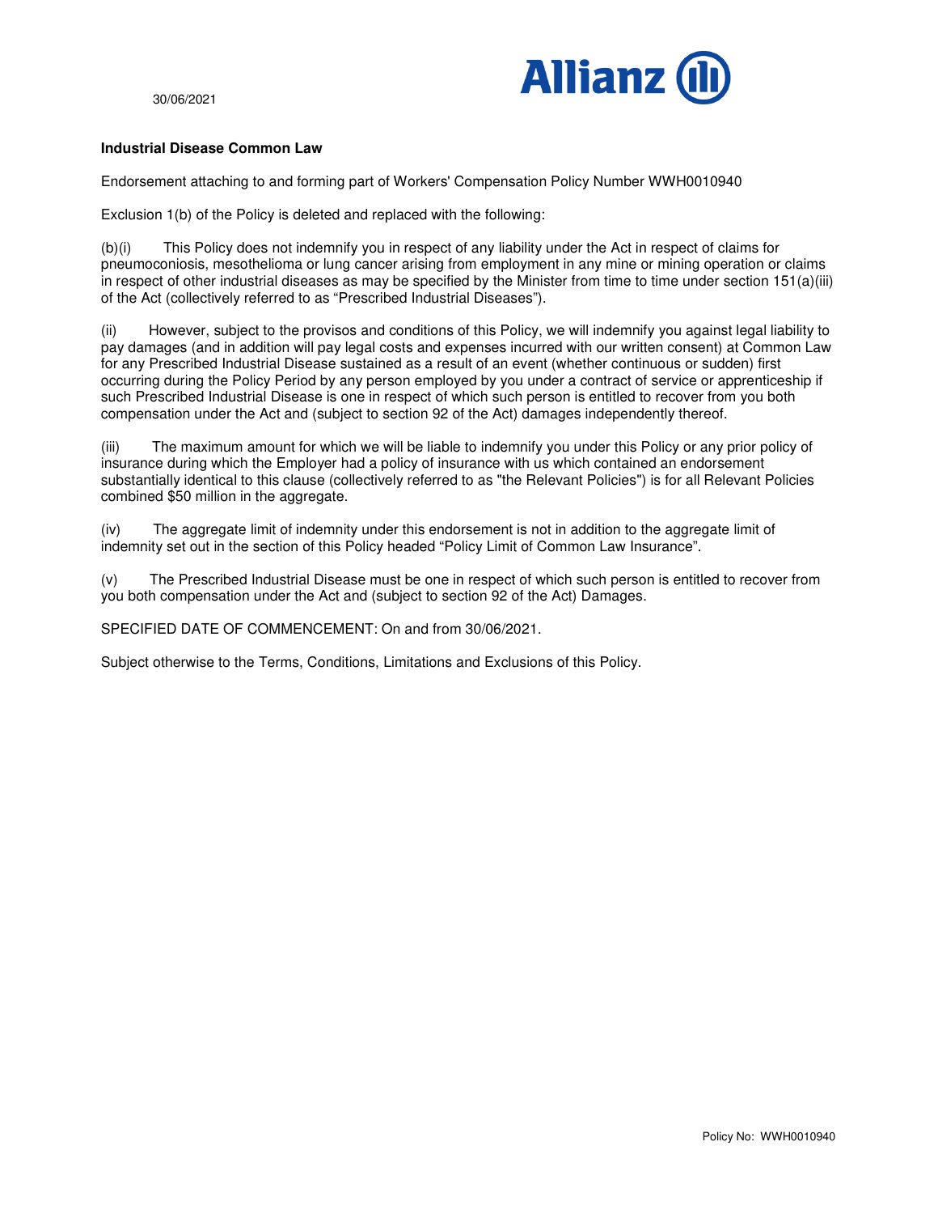30/06/2021

**Industrial Disease Common Law**

Endorsement attaching to and forming part of Workers' Compensation Policy Number WWH0010940

Exclusion 1(b) of the Policy is deleted and replaced with the following:

(b)(i) This Policy does not indemnify you in respect of any liability under the Act in respect of claims for pneumoconiosis, mesothelioma or lung cancer arising from employment in any mine or mining operation or claims in respect of other industrial diseases as may be specified by the Minister from time to time under section 151(a)(iii) of the Act (collectively referred to as "Prescribed Industrial Diseases").

(ii) However, subject to the provisos and conditions of this Policy, we will indemnify you against legal liability to pay damages (and in addition will pay legal costs and expenses incurred with our written consent) at Common Law for any Prescribed Industrial Disease sustained as a result of an event (whether continuous or sudden) first occurring during the Policy Period by any person employed by you under a contract of service or apprenticeship if such Prescribed Industrial Disease is one in respect of which such person is entitled to recover from you both compensation under the Act and (subject to section 92 of the Act) damages independently thereof.

(iii) The maximum amount for which we will be liable to indemnify you under this Policy or any prior policy of insurance during which the Employer had a policy of insurance with us which contained an endorsement substantially identical to this clause (collectively referred to as "the Relevant Policies") is for all Relevant Policies combined $50 million in the aggregate.

(iv) The aggregate limit of indemnity under this endorsement is not in addition to the aggregate limit of indemnity set out in the section of this Policy headed "Policy Limit of Common Law Insurance".

(v) The Prescribed Industrial Disease must be one in respect of which such person is entitled to recover from you both compensation under the Act and (subject to section 92 of the Act) Damages.

SPECIFIED DATE OF COMMENCEMENT: On and from 30/06/2021.

Subject otherwise to the Terms, Conditions, Limitations and Exclusions of this Policy.